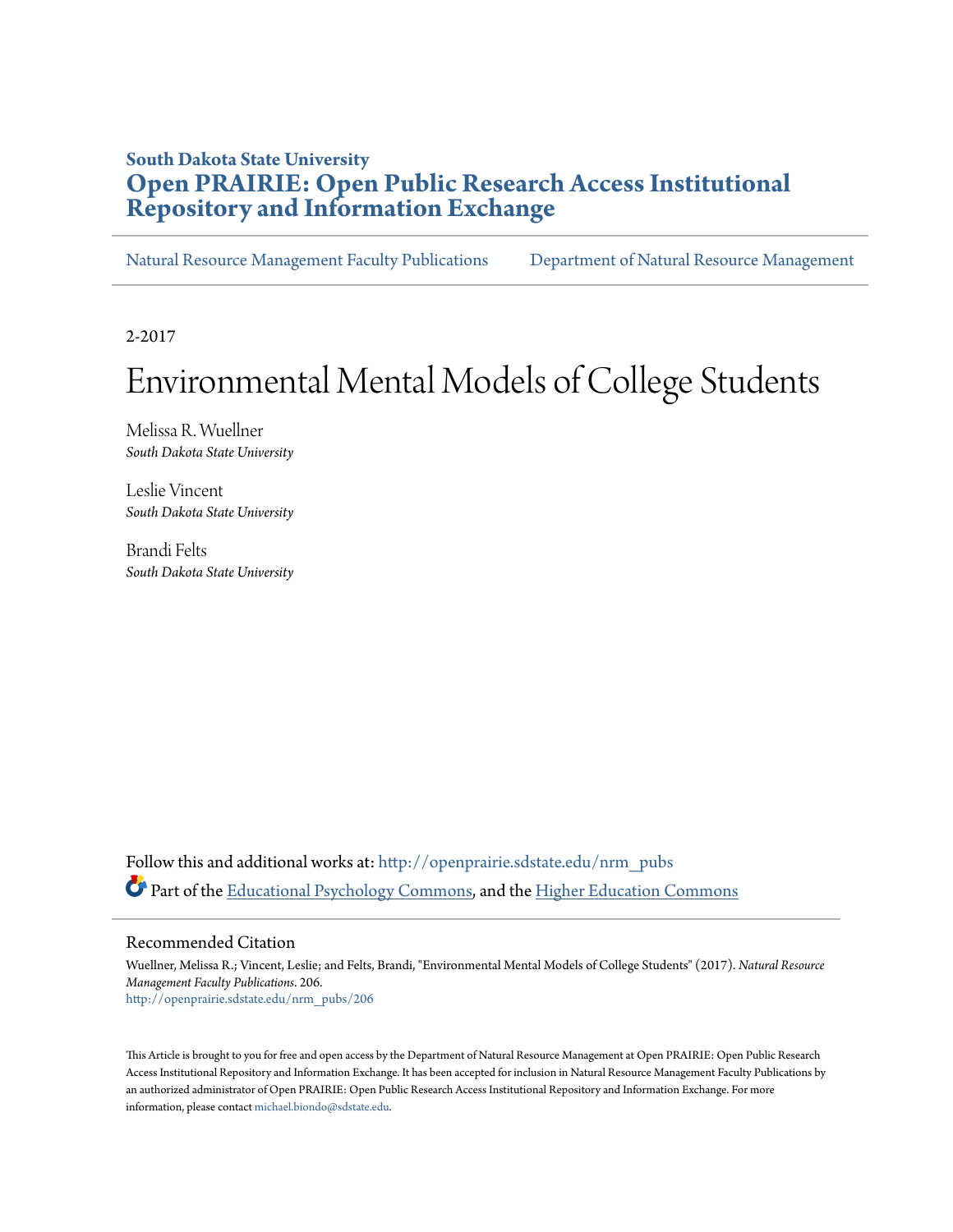**South Dakota State University**

# Open PRAIRIE: Open Public Research Access Institutional Repository and Information Exchange

Natural Resource Management Faculty Publications | Department of Natural Resource Management

2-2017

# Environmental Mental Models of College Students

Melissa R. Wuellner
*South Dakota State University*

Leslie Vincent
*South Dakota State University*

Brandi Felts
*South Dakota State University*

Follow this and additional works at: http://openprairie.sdstate.edu/nrm_pubs

Part of the Educational Psychology Commons, and the Higher Education Commons

## Recommended Citation

Wuellner, Melissa R.; Vincent, Leslie; and Felts, Brandi, "Environmental Mental Models of College Students" (2017). *Natural Resource Management Faculty Publications*. 206.
http://openprairie.sdstate.edu/nrm_pubs/206

This Article is brought to you for free and open access by the Department of Natural Resource Management at Open PRAIRIE: Open Public Research Access Institutional Repository and Information Exchange. It has been accepted for inclusion in Natural Resource Management Faculty Publications by an authorized administrator of Open PRAIRIE: Open Public Research Access Institutional Repository and Information Exchange. For more information, please contact michael.biondo@sdstate.edu.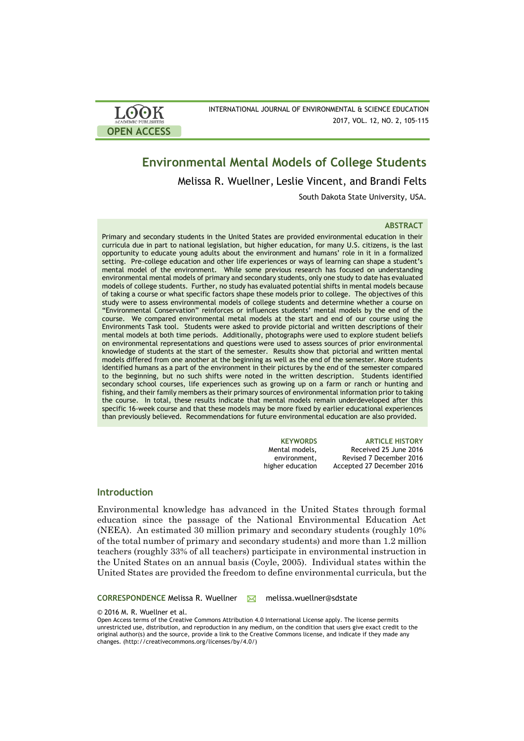# Environmental Mental Models of College Students

Melissa R. Wuellner, Leslie Vincent, and Brandi Felts

South Dakota State University, USA.

### ABSTRACT

Primary and secondary students in the United States are provided environmental education in their curricula due in part to national legislation, but higher education, for many U.S. citizens, is the last opportunity to educate young adults about the environment and humans' role in it in a formalized setting. Pre-college education and other life experiences or ways of learning can shape a student's mental model of the environment. While some previous research has focused on understanding environmental mental models of primary and secondary students, only one study to date has evaluated models of college students. Further, no study has evaluated potential shifts in mental models because of taking a course or what specific factors shape these models prior to college. The objectives of this study were to assess environmental models of college students and determine whether a course on "Environmental Conservation" reinforces or influences students' mental models by the end of the course. We compared environmental metal models at the start and end of our course using the Environments Task tool. Students were asked to provide pictorial and written descriptions of their mental models at both time periods. Additionally, photographs were used to explore student beliefs on environmental representations and questions were used to assess sources of prior environmental knowledge of students at the start of the semester. Results show that pictorial and written mental models differed from one another at the beginning as well as the end of the semester. More students identified humans as a part of the environment in their pictures by the end of the semester compared to the beginning, but no such shifts were noted in the written description. Students identified secondary school courses, life experiences such as growing up on a farm or ranch or hunting and fishing, and their family members as their primary sources of environmental information prior to taking the course. In total, these results indicate that mental models remain underdeveloped after this specific 16-week course and that these models may be more fixed by earlier educational experiences than previously believed. Recommendations for future environmental education are also provided.

**KEYWORDS**
Mental models, environment, higher education

**ARTICLE HISTORY**
Received 25 June 2016
Revised 7 December 2016
Accepted 27 December 2016

## Introduction

Environmental knowledge has advanced in the United States through formal education since the passage of the National Environmental Education Act (NEEA). An estimated 30 million primary and secondary students (roughly 10% of the total number of primary and secondary students) and more than 1.2 million teachers (roughly 33% of all teachers) participate in environmental instruction in the United States on an annual basis (Coyle, 2005). Individual states within the United States are provided the freedom to define environmental curricula, but the

**CORRESPONDENCE** Melissa R. Wuellner melissa.wuellner@sdstate

© 2016 M. R. Wuellner et al.
Open Access terms of the Creative Commons Attribution 4.0 International License apply. The license permits unrestricted use, distribution, and reproduction in any medium, on the condition that users give exact credit to the original author(s) and the source, provide a link to the Creative Commons license, and indicate if they made any changes. (http://creativecommons.org/licenses/by/4.0/)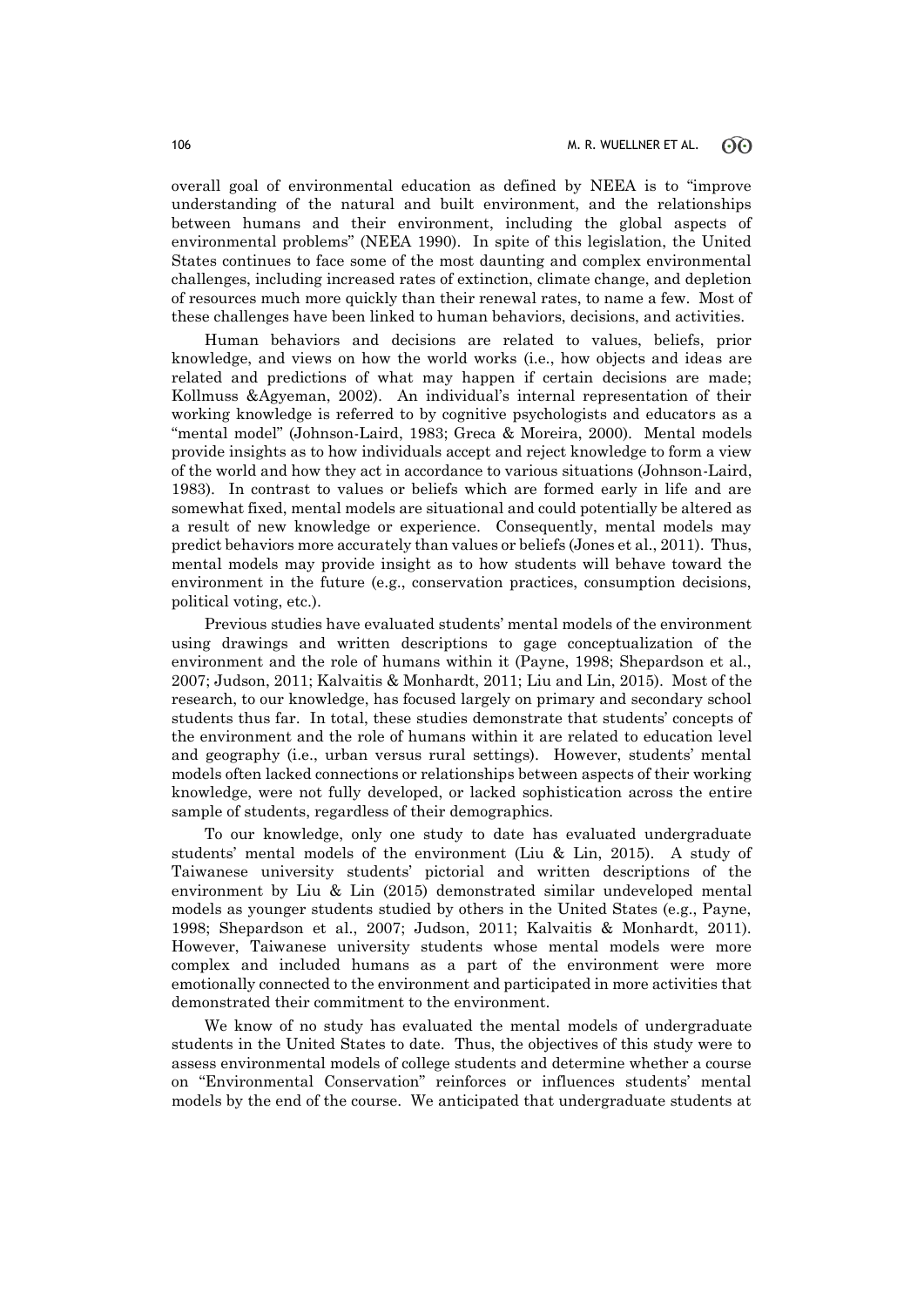overall goal of environmental education as defined by NEEA is to "improve understanding of the natural and built environment, and the relationships between humans and their environment, including the global aspects of environmental problems" (NEEA 1990). In spite of this legislation, the United States continues to face some of the most daunting and complex environmental challenges, including increased rates of extinction, climate change, and depletion of resources much more quickly than their renewal rates, to name a few. Most of these challenges have been linked to human behaviors, decisions, and activities.

Human behaviors and decisions are related to values, beliefs, prior knowledge, and views on how the world works (i.e., how objects and ideas are related and predictions of what may happen if certain decisions are made; Kollmuss &Agyeman, 2002). An individual's internal representation of their working knowledge is referred to by cognitive psychologists and educators as a "mental model" (Johnson-Laird, 1983; Greca & Moreira, 2000). Mental models provide insights as to how individuals accept and reject knowledge to form a view of the world and how they act in accordance to various situations (Johnson-Laird, 1983). In contrast to values or beliefs which are formed early in life and are somewhat fixed, mental models are situational and could potentially be altered as a result of new knowledge or experience. Consequently, mental models may predict behaviors more accurately than values or beliefs (Jones et al., 2011). Thus, mental models may provide insight as to how students will behave toward the environment in the future (e.g., conservation practices, consumption decisions, political voting, etc.).

Previous studies have evaluated students' mental models of the environment using drawings and written descriptions to gage conceptualization of the environment and the role of humans within it (Payne, 1998; Shepardson et al., 2007; Judson, 2011; Kalvaitis & Monhardt, 2011; Liu and Lin, 2015). Most of the research, to our knowledge, has focused largely on primary and secondary school students thus far. In total, these studies demonstrate that students' concepts of the environment and the role of humans within it are related to education level and geography (i.e., urban versus rural settings). However, students' mental models often lacked connections or relationships between aspects of their working knowledge, were not fully developed, or lacked sophistication across the entire sample of students, regardless of their demographics.

To our knowledge, only one study to date has evaluated undergraduate students' mental models of the environment (Liu & Lin, 2015). A study of Taiwanese university students' pictorial and written descriptions of the environment by Liu & Lin (2015) demonstrated similar undeveloped mental models as younger students studied by others in the United States (e.g., Payne, 1998; Shepardson et al., 2007; Judson, 2011; Kalvaitis & Monhardt, 2011). However, Taiwanese university students whose mental models were more complex and included humans as a part of the environment were more emotionally connected to the environment and participated in more activities that demonstrated their commitment to the environment.

We know of no study has evaluated the mental models of undergraduate students in the United States to date. Thus, the objectives of this study were to assess environmental models of college students and determine whether a course on "Environmental Conservation" reinforces or influences students' mental models by the end of the course. We anticipated that undergraduate students at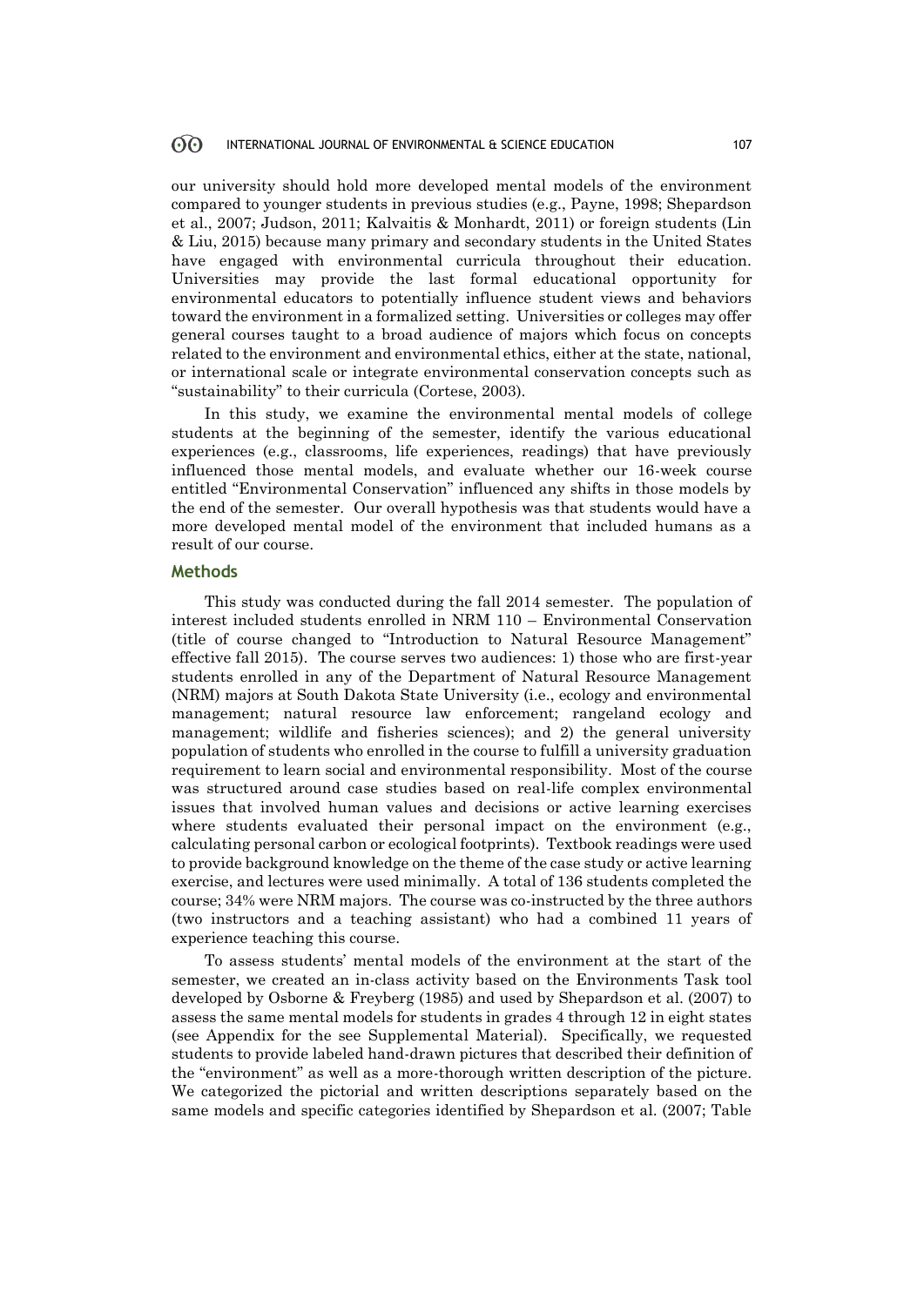our university should hold more developed mental models of the environment compared to younger students in previous studies (e.g., Payne, 1998; Shepardson et al., 2007; Judson, 2011; Kalvaitis & Monhardt, 2011) or foreign students (Lin & Liu, 2015) because many primary and secondary students in the United States have engaged with environmental curricula throughout their education. Universities may provide the last formal educational opportunity for environmental educators to potentially influence student views and behaviors toward the environment in a formalized setting. Universities or colleges may offer general courses taught to a broad audience of majors which focus on concepts related to the environment and environmental ethics, either at the state, national, or international scale or integrate environmental conservation concepts such as "sustainability" to their curricula (Cortese, 2003).

In this study, we examine the environmental mental models of college students at the beginning of the semester, identify the various educational experiences (e.g., classrooms, life experiences, readings) that have previously influenced those mental models, and evaluate whether our 16-week course entitled "Environmental Conservation" influenced any shifts in those models by the end of the semester. Our overall hypothesis was that students would have a more developed mental model of the environment that included humans as a result of our course.

## Methods

This study was conducted during the fall 2014 semester. The population of interest included students enrolled in NRM 110 – Environmental Conservation (title of course changed to "Introduction to Natural Resource Management" effective fall 2015). The course serves two audiences: 1) those who are first-year students enrolled in any of the Department of Natural Resource Management (NRM) majors at South Dakota State University (i.e., ecology and environmental management; natural resource law enforcement; rangeland ecology and management; wildlife and fisheries sciences); and 2) the general university population of students who enrolled in the course to fulfill a university graduation requirement to learn social and environmental responsibility. Most of the course was structured around case studies based on real-life complex environmental issues that involved human values and decisions or active learning exercises where students evaluated their personal impact on the environment (e.g., calculating personal carbon or ecological footprints). Textbook readings were used to provide background knowledge on the theme of the case study or active learning exercise, and lectures were used minimally. A total of 136 students completed the course; 34% were NRM majors. The course was co-instructed by the three authors (two instructors and a teaching assistant) who had a combined 11 years of experience teaching this course.

To assess students' mental models of the environment at the start of the semester, we created an in-class activity based on the Environments Task tool developed by Osborne & Freyberg (1985) and used by Shepardson et al. (2007) to assess the same mental models for students in grades 4 through 12 in eight states (see Appendix for the see Supplemental Material). Specifically, we requested students to provide labeled hand-drawn pictures that described their definition of the "environment" as well as a more-thorough written description of the picture. We categorized the pictorial and written descriptions separately based on the same models and specific categories identified by Shepardson et al. (2007; Table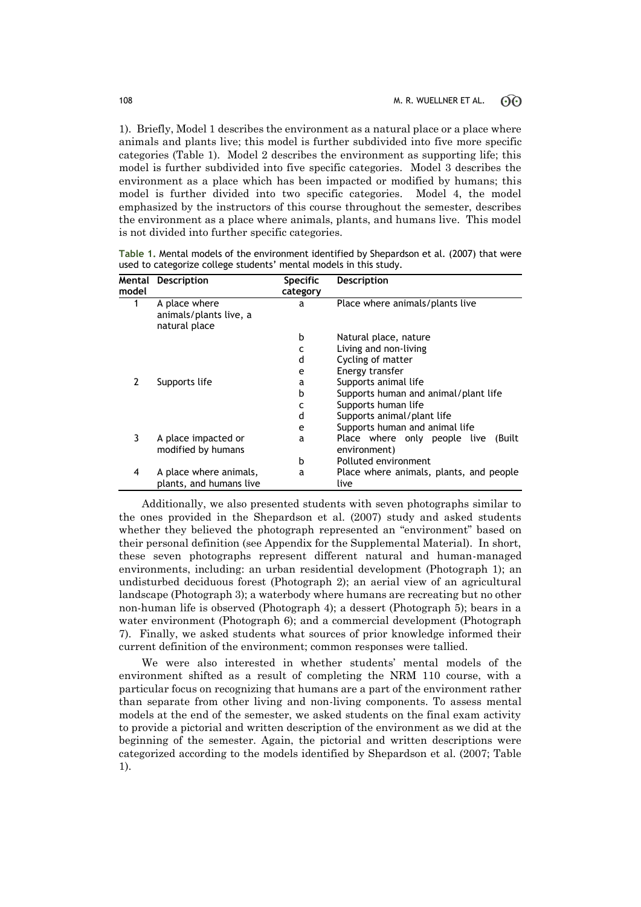1). Briefly, Model 1 describes the environment as a natural place or a place where animals and plants live; this model is further subdivided into five more specific categories (Table 1). Model 2 describes the environment as supporting life; this model is further subdivided into five specific categories. Model 3 describes the environment as a place which has been impacted or modified by humans; this model is further divided into two specific categories. Model 4, the model emphasized by the instructors of this course throughout the semester, describes the environment as a place where animals, plants, and humans live. This model is not divided into further specific categories.

**Table 1.** Mental models of the environment identified by Shepardson et al. (2007) that were used to categorize college students' mental models in this study.

| Mental model | Description | Specific category | Description |
|---|---|---|---|
| 1 | A place where animals/plants live, a natural place | a | Place where animals/plants live |
| | | b | Natural place, nature |
| | | c | Living and non-living |
| | | d | Cycling of matter |
| | | e | Energy transfer |
| 2 | Supports life | a | Supports animal life |
| | | b | Supports human and animal/plant life |
| | | c | Supports human life |
| | | d | Supports animal/plant life |
| | | e | Supports human and animal life |
| 3 | A place impacted or modified by humans | a | Place where only people live (Built environment) |
| | | b | Polluted environment |
| 4 | A place where animals, plants, and humans live | a | Place where animals, plants, and people live |

Additionally, we also presented students with seven photographs similar to the ones provided in the Shepardson et al. (2007) study and asked students whether they believed the photograph represented an "environment" based on their personal definition (see Appendix for the Supplemental Material). In short, these seven photographs represent different natural and human-managed environments, including: an urban residential development (Photograph 1); an undisturbed deciduous forest (Photograph 2); an aerial view of an agricultural landscape (Photograph 3); a waterbody where humans are recreating but no other non-human life is observed (Photograph 4); a dessert (Photograph 5); bears in a water environment (Photograph 6); and a commercial development (Photograph 7). Finally, we asked students what sources of prior knowledge informed their current definition of the environment; common responses were tallied.

We were also interested in whether students' mental models of the environment shifted as a result of completing the NRM 110 course, with a particular focus on recognizing that humans are a part of the environment rather than separate from other living and non-living components. To assess mental models at the end of the semester, we asked students on the final exam activity to provide a pictorial and written description of the environment as we did at the beginning of the semester. Again, the pictorial and written descriptions were categorized according to the models identified by Shepardson et al. (2007; Table 1).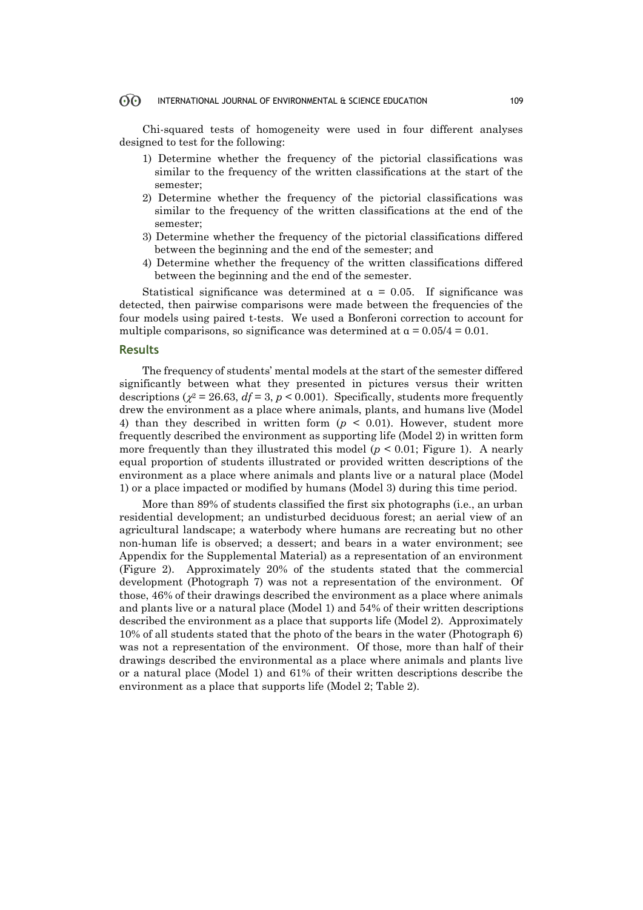Chi-squared tests of homogeneity were used in four different analyses designed to test for the following:

1) Determine whether the frequency of the pictorial classifications was similar to the frequency of the written classifications at the start of the semester;
2) Determine whether the frequency of the pictorial classifications was similar to the frequency of the written classifications at the end of the semester;
3) Determine whether the frequency of the pictorial classifications differed between the beginning and the end of the semester; and
4) Determine whether the frequency of the written classifications differed between the beginning and the end of the semester.

Statistical significance was determined at $\alpha = 0.05$. If significance was detected, then pairwise comparisons were made between the frequencies of the four models using paired t-tests. We used a Bonferoni correction to account for multiple comparisons, so significance was determined at $\alpha = 0.05/4 = 0.01$.

## Results

The frequency of students' mental models at the start of the semester differed significantly between what they presented in pictures versus their written descriptions ($\chi^2 = 26.63$, $df = 3$, $p < 0.001$). Specifically, students more frequently drew the environment as a place where animals, plants, and humans live (Model 4) than they described in written form ($p < 0.01$). However, student more frequently described the environment as supporting life (Model 2) in written form more frequently than they illustrated this model ($p < 0.01$; Figure 1). A nearly equal proportion of students illustrated or provided written descriptions of the environment as a place where animals and plants live or a natural place (Model 1) or a place impacted or modified by humans (Model 3) during this time period.

More than 89% of students classified the first six photographs (i.e., an urban residential development; an undisturbed deciduous forest; an aerial view of an agricultural landscape; a waterbody where humans are recreating but no other non-human life is observed; a dessert; and bears in a water environment; see Appendix for the Supplemental Material) as a representation of an environment (Figure 2). Approximately 20% of the students stated that the commercial development (Photograph 7) was not a representation of the environment. Of those, 46% of their drawings described the environment as a place where animals and plants live or a natural place (Model 1) and 54% of their written descriptions described the environment as a place that supports life (Model 2). Approximately 10% of all students stated that the photo of the bears in the water (Photograph 6) was not a representation of the environment. Of those, more than half of their drawings described the environmental as a place where animals and plants live or a natural place (Model 1) and 61% of their written descriptions describe the environment as a place that supports life (Model 2; Table 2).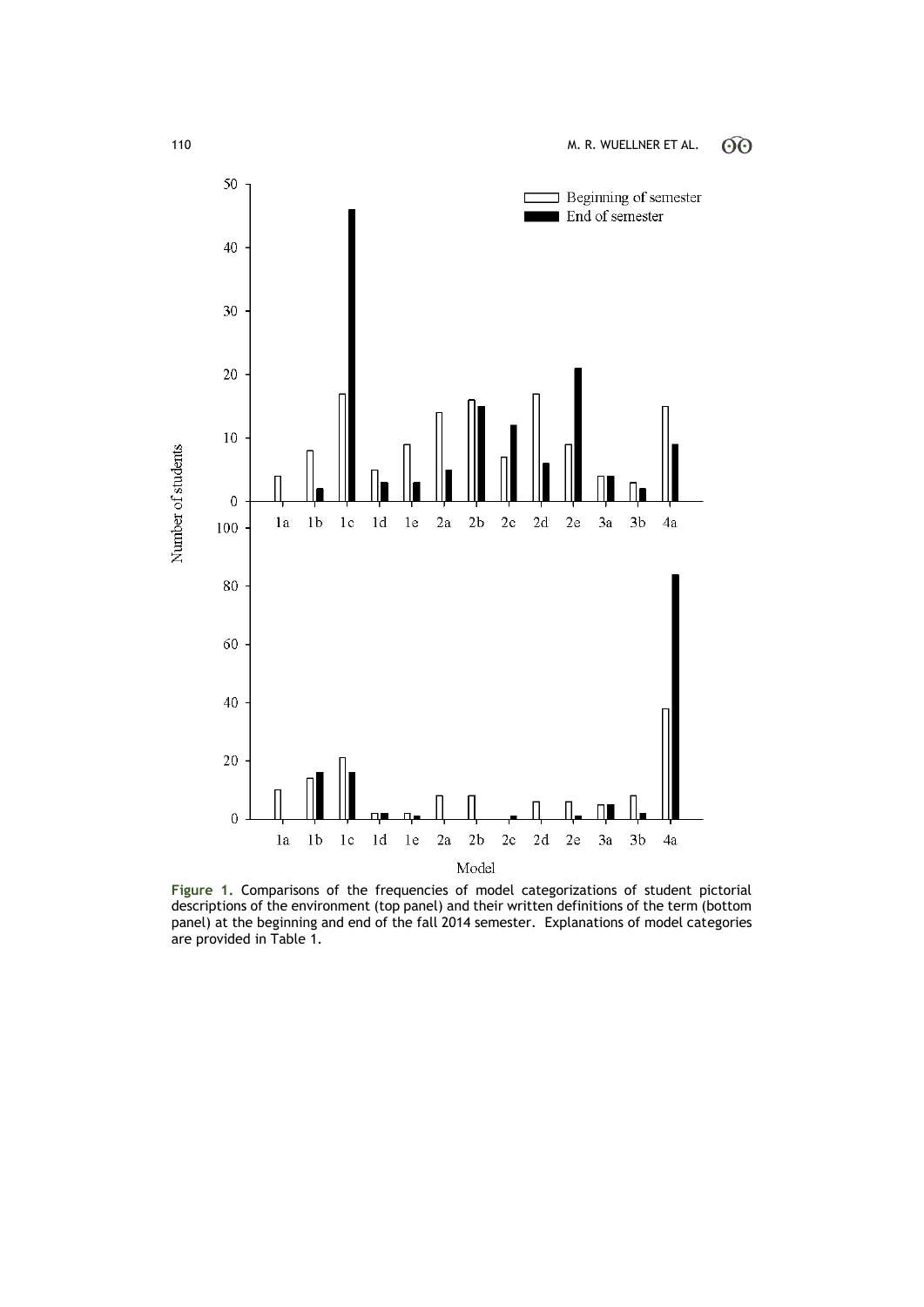**Figure 1.** Comparisons of the frequencies of model categorizations of student pictorial descriptions of the environment (top panel) and their written definitions of the term (bottom panel) at the beginning and end of the fall 2014 semester. Explanations of model categories are provided in Table 1.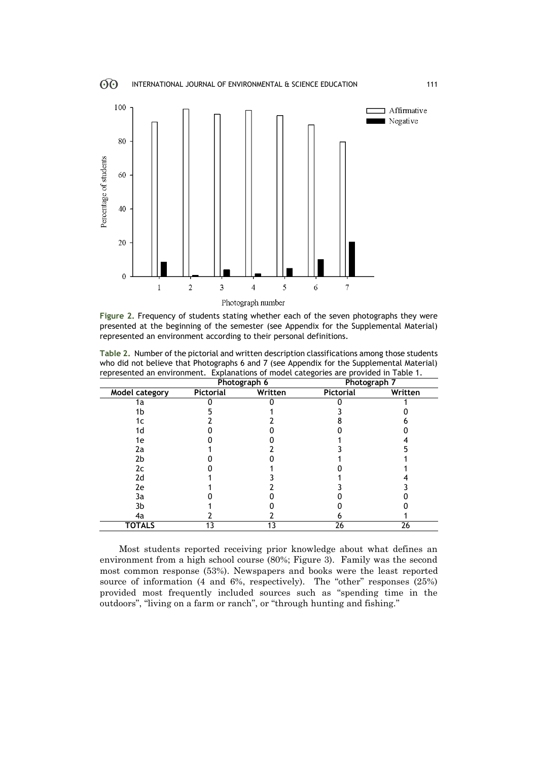Figure 2. Frequency of students stating whether each of the seven photographs they were presented at the beginning of the semester (see Appendix for the Supplemental Material) represented an environment according to their personal definitions.

Table 2. Number of the pictorial and written description classifications among those students who did not believe that Photographs 6 and 7 (see Appendix for the Supplemental Material) represented an environment. Explanations of model categories are provided in Table 1.

| | Photograph 6 | | Photograph 7 | |
|---|---|---|---|---|
| Model category | Pictorial | Written | Pictorial | Written |
| 1a | 0 | 0 | 0 | 1 |
| 1b | 5 | 1 | 3 | 0 |
| 1c | 2 | 2 | 8 | 6 |
| 1d | 0 | 0 | 0 | 0 |
| 1e | 0 | 0 | 1 | 4 |
| 2a | 1 | 2 | 3 | 5 |
| 2b | 0 | 0 | 1 | 1 |
| 2c | 0 | 1 | 0 | 1 |
| 2d | 1 | 3 | 1 | 4 |
| 2e | 1 | 2 | 3 | 3 |
| 3a | 0 | 0 | 0 | 0 |
| 3b | 1 | 0 | 0 | 0 |
| 4a | 2 | 2 | 6 | 1 |
| **TOTALS** | 13 | 13 | 26 | 26 |

Most students reported receiving prior knowledge about what defines an environment from a high school course (80%; Figure 3). Family was the second most common response (53%). Newspapers and books were the least reported source of information (4 and 6%, respectively). The "other" responses (25%) provided most frequently included sources such as "spending time in the outdoors", "living on a farm or ranch", or "through hunting and fishing."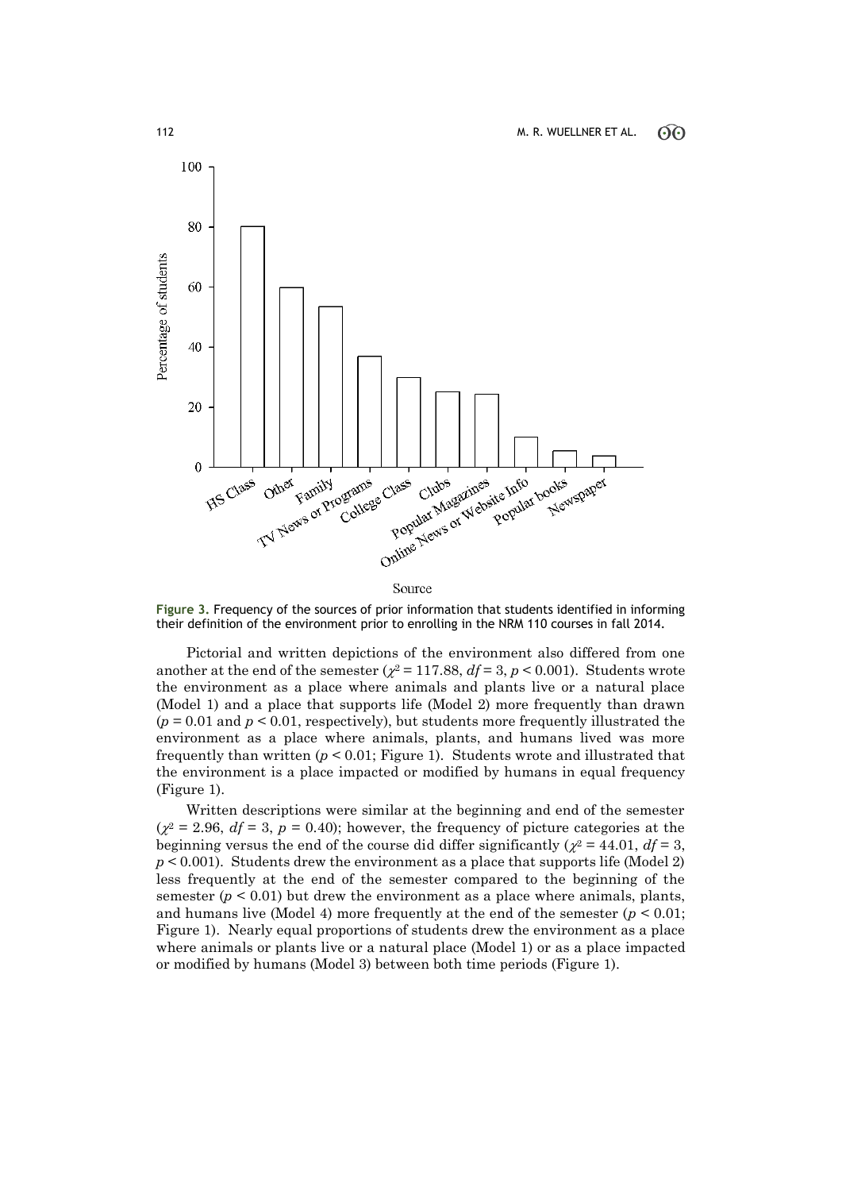Figure 3. Frequency of the sources of prior information that students identified in informing their definition of the environment prior to enrolling in the NRM 110 courses in fall 2014.

Pictorial and written depictions of the environment also differed from one another at the end of the semester ($\chi^2 = 117.88$, $df = 3$, $p < 0.001$). Students wrote the environment as a place where animals and plants live or a natural place (Model 1) and a place that supports life (Model 2) more frequently than drawn ($p = 0.01$ and $p < 0.01$, respectively), but students more frequently illustrated the environment as a place where animals, plants, and humans lived was more frequently than written ($p < 0.01$; Figure 1). Students wrote and illustrated that the environment is a place impacted or modified by humans in equal frequency (Figure 1).

Written descriptions were similar at the beginning and end of the semester ($\chi^2 = 2.96$, $df = 3$, $p = 0.40$); however, the frequency of picture categories at the beginning versus the end of the course did differ significantly ($\chi^2 = 44.01$, $df = 3$, $p < 0.001$). Students drew the environment as a place that supports life (Model 2) less frequently at the end of the semester compared to the beginning of the semester ($p < 0.01$) but drew the environment as a place where animals, plants, and humans live (Model 4) more frequently at the end of the semester ($p < 0.01$; Figure 1). Nearly equal proportions of students drew the environment as a place where animals or plants live or a natural place (Model 1) or as a place impacted or modified by humans (Model 3) between both time periods (Figure 1).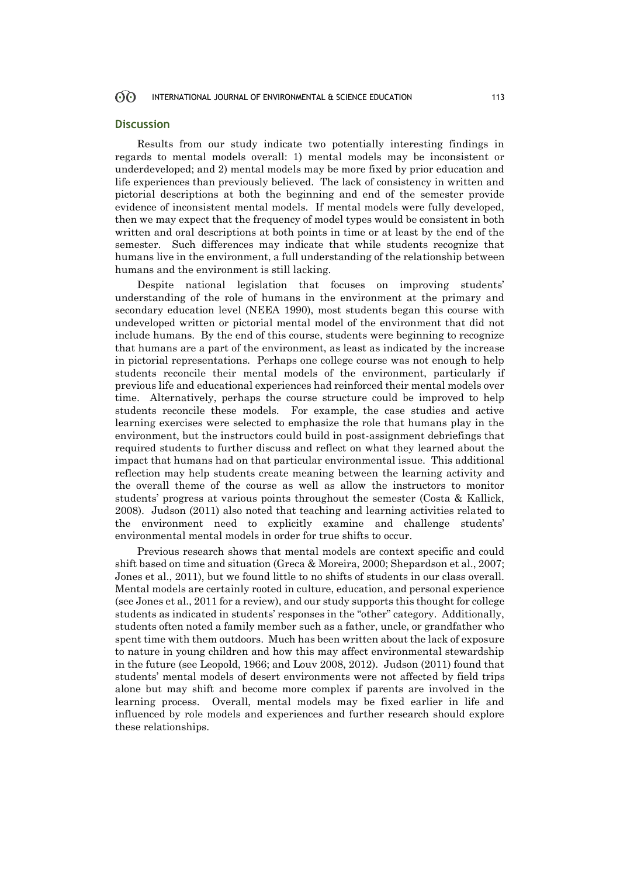## Discussion

Results from our study indicate two potentially interesting findings in regards to mental models overall: 1) mental models may be inconsistent or underdeveloped; and 2) mental models may be more fixed by prior education and life experiences than previously believed. The lack of consistency in written and pictorial descriptions at both the beginning and end of the semester provide evidence of inconsistent mental models. If mental models were fully developed, then we may expect that the frequency of model types would be consistent in both written and oral descriptions at both points in time or at least by the end of the semester. Such differences may indicate that while students recognize that humans live in the environment, a full understanding of the relationship between humans and the environment is still lacking.

Despite national legislation that focuses on improving students' understanding of the role of humans in the environment at the primary and secondary education level (NEEA 1990), most students began this course with undeveloped written or pictorial mental model of the environment that did not include humans. By the end of this course, students were beginning to recognize that humans are a part of the environment, as least as indicated by the increase in pictorial representations. Perhaps one college course was not enough to help students reconcile their mental models of the environment, particularly if previous life and educational experiences had reinforced their mental models over time. Alternatively, perhaps the course structure could be improved to help students reconcile these models. For example, the case studies and active learning exercises were selected to emphasize the role that humans play in the environment, but the instructors could build in post-assignment debriefings that required students to further discuss and reflect on what they learned about the impact that humans had on that particular environmental issue. This additional reflection may help students create meaning between the learning activity and the overall theme of the course as well as allow the instructors to monitor students' progress at various points throughout the semester (Costa & Kallick, 2008). Judson (2011) also noted that teaching and learning activities related to the environment need to explicitly examine and challenge students' environmental mental models in order for true shifts to occur.

Previous research shows that mental models are context specific and could shift based on time and situation (Greca & Moreira, 2000; Shepardson et al., 2007; Jones et al., 2011), but we found little to no shifts of students in our class overall. Mental models are certainly rooted in culture, education, and personal experience (see Jones et al., 2011 for a review), and our study supports this thought for college students as indicated in students' responses in the "other" category. Additionally, students often noted a family member such as a father, uncle, or grandfather who spent time with them outdoors. Much has been written about the lack of exposure to nature in young children and how this may affect environmental stewardship in the future (see Leopold, 1966; and Louv 2008, 2012). Judson (2011) found that students' mental models of desert environments were not affected by field trips alone but may shift and become more complex if parents are involved in the learning process. Overall, mental models may be fixed earlier in life and influenced by role models and experiences and further research should explore these relationships.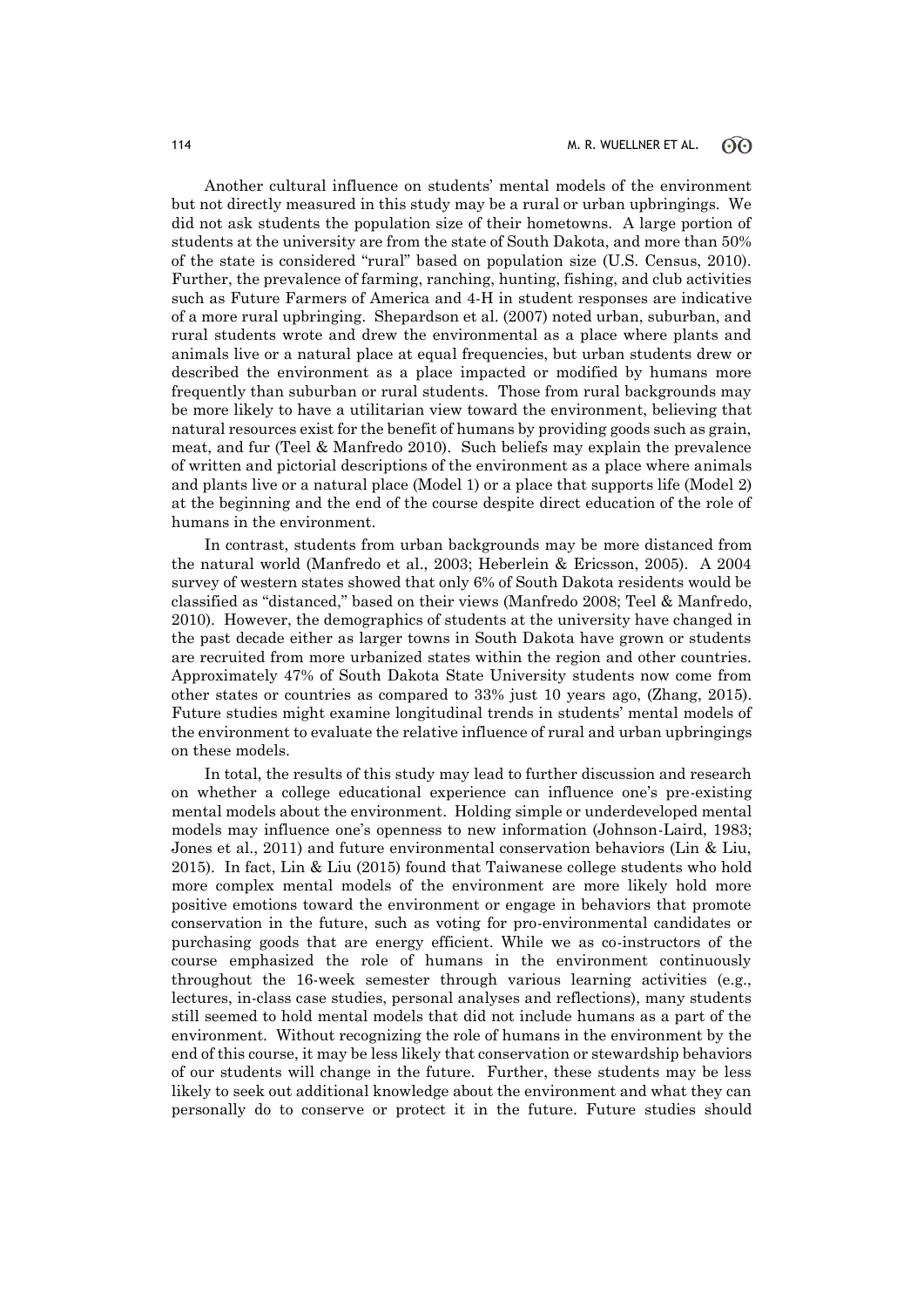Another cultural influence on students' mental models of the environment but not directly measured in this study may be a rural or urban upbringings. We did not ask students the population size of their hometowns. A large portion of students at the university are from the state of South Dakota, and more than 50% of the state is considered "rural" based on population size (U.S. Census, 2010). Further, the prevalence of farming, ranching, hunting, fishing, and club activities such as Future Farmers of America and 4-H in student responses are indicative of a more rural upbringing. Shepardson et al. (2007) noted urban, suburban, and rural students wrote and drew the environmental as a place where plants and animals live or a natural place at equal frequencies, but urban students drew or described the environment as a place impacted or modified by humans more frequently than suburban or rural students. Those from rural backgrounds may be more likely to have a utilitarian view toward the environment, believing that natural resources exist for the benefit of humans by providing goods such as grain, meat, and fur (Teel & Manfredo 2010). Such beliefs may explain the prevalence of written and pictorial descriptions of the environment as a place where animals and plants live or a natural place (Model 1) or a place that supports life (Model 2) at the beginning and the end of the course despite direct education of the role of humans in the environment.

In contrast, students from urban backgrounds may be more distanced from the natural world (Manfredo et al., 2003; Heberlein & Ericsson, 2005). A 2004 survey of western states showed that only 6% of South Dakota residents would be classified as "distanced," based on their views (Manfredo 2008; Teel & Manfredo, 2010). However, the demographics of students at the university have changed in the past decade either as larger towns in South Dakota have grown or students are recruited from more urbanized states within the region and other countries. Approximately 47% of South Dakota State University students now come from other states or countries as compared to 33% just 10 years ago, (Zhang, 2015). Future studies might examine longitudinal trends in students' mental models of the environment to evaluate the relative influence of rural and urban upbringings on these models.

In total, the results of this study may lead to further discussion and research on whether a college educational experience can influence one's pre-existing mental models about the environment. Holding simple or underdeveloped mental models may influence one's openness to new information (Johnson-Laird, 1983; Jones et al., 2011) and future environmental conservation behaviors (Lin & Liu, 2015). In fact, Lin & Liu (2015) found that Taiwanese college students who hold more complex mental models of the environment are more likely hold more positive emotions toward the environment or engage in behaviors that promote conservation in the future, such as voting for pro-environmental candidates or purchasing goods that are energy efficient. While we as co-instructors of the course emphasized the role of humans in the environment continuously throughout the 16-week semester through various learning activities (e.g., lectures, in-class case studies, personal analyses and reflections), many students still seemed to hold mental models that did not include humans as a part of the environment. Without recognizing the role of humans in the environment by the end of this course, it may be less likely that conservation or stewardship behaviors of our students will change in the future. Further, these students may be less likely to seek out additional knowledge about the environment and what they can personally do to conserve or protect it in the future. Future studies should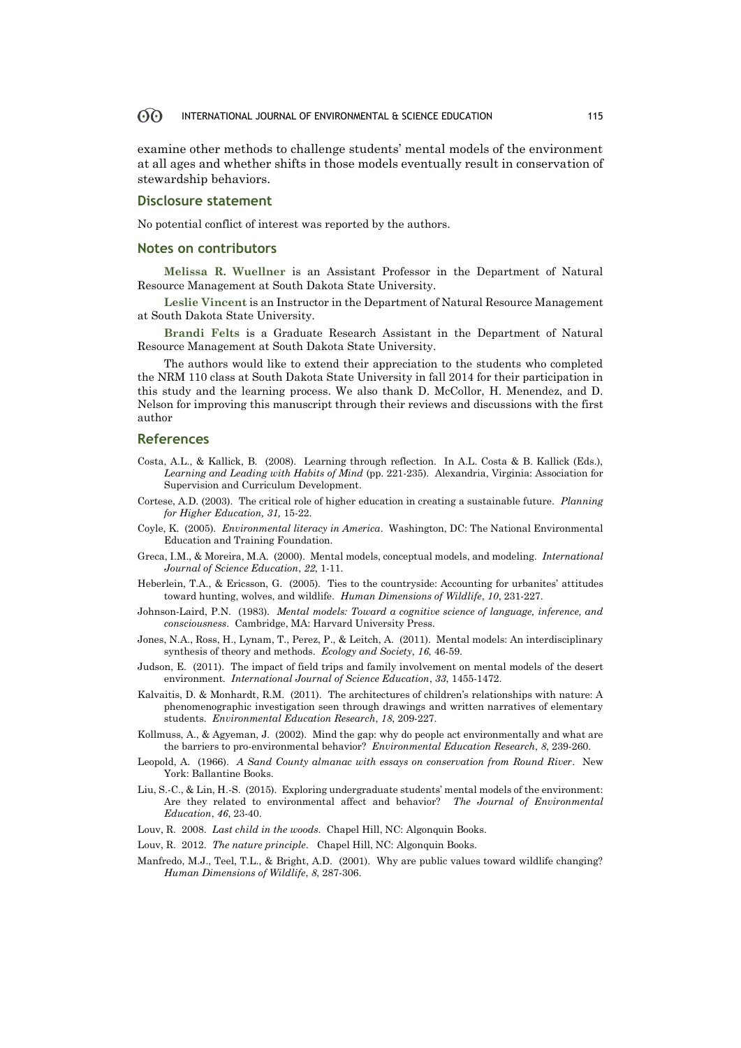examine other methods to challenge students' mental models of the environment at all ages and whether shifts in those models eventually result in conservation of stewardship behaviors.

## Disclosure statement

No potential conflict of interest was reported by the authors.

## Notes on contributors

**Melissa R. Wuellner** is an Assistant Professor in the Department of Natural Resource Management at South Dakota State University.

**Leslie Vincent** is an Instructor in the Department of Natural Resource Management at South Dakota State University.

**Brandi Felts** is a Graduate Research Assistant in the Department of Natural Resource Management at South Dakota State University.

The authors would like to extend their appreciation to the students who completed the NRM 110 class at South Dakota State University in fall 2014 for their participation in this study and the learning process. We also thank D. McCollor, H. Menendez, and D. Nelson for improving this manuscript through their reviews and discussions with the first author

## References

Costa, A.L., & Kallick, B. (2008). Learning through reflection. In A.L. Costa & B. Kallick (Eds.), *Learning and Leading with Habits of Mind* (pp. 221-235). Alexandria, Virginia: Association for Supervision and Curriculum Development.

Cortese, A.D. (2003). The critical role of higher education in creating a sustainable future. *Planning for Higher Education, 31,* 15-22.

Coyle, K. (2005). *Environmental literacy in America*. Washington, DC: The National Environmental Education and Training Foundation.

Greca, I.M., & Moreira, M.A. (2000). Mental models, conceptual models, and modeling. *International Journal of Science Education*, *22*, 1-11.

Heberlein, T.A., & Ericsson, G. (2005). Ties to the countryside: Accounting for urbanites' attitudes toward hunting, wolves, and wildlife. *Human Dimensions of Wildlife*, *10*, 231-227.

Johnson-Laird, P.N. (1983). *Mental models: Toward a cognitive science of language, inference, and consciousness*. Cambridge, MA: Harvard University Press.

Jones, N.A., Ross, H., Lynam, T., Perez, P., & Leitch, A. (2011). Mental models: An interdisciplinary synthesis of theory and methods. *Ecology and Society*, *16*, 46-59.

Judson, E. (2011). The impact of field trips and family involvement on mental models of the desert environment. *International Journal of Science Education*, *33*, 1455-1472.

Kalvaitis, D. & Monhardt, R.M. (2011). The architectures of children's relationships with nature: A phenomenographic investigation seen through drawings and written narratives of elementary students. *Environmental Education Research*, *18*, 209-227.

Kollmuss, A., & Agyeman, J. (2002). Mind the gap: why do people act environmentally and what are the barriers to pro-environmental behavior? *Environmental Education Research*, *8*, 239-260.

Leopold, A. (1966). *A Sand County almanac with essays on conservation from Round River*. New York: Ballantine Books.

Liu, S.-C., & Lin, H.-S. (2015). Exploring undergraduate students' mental models of the environment: Are they related to environmental affect and behavior? *The Journal of Environmental Education*, *46*, 23-40.

Louv, R. 2008. *Last child in the woods*. Chapel Hill, NC: Algonquin Books.

Louv, R. 2012. *The nature principle*. Chapel Hill, NC: Algonquin Books.

Manfredo, M.J., Teel, T.L., & Bright, A.D. (2001). Why are public values toward wildlife changing? *Human Dimensions of Wildlife*, *8*, 287-306.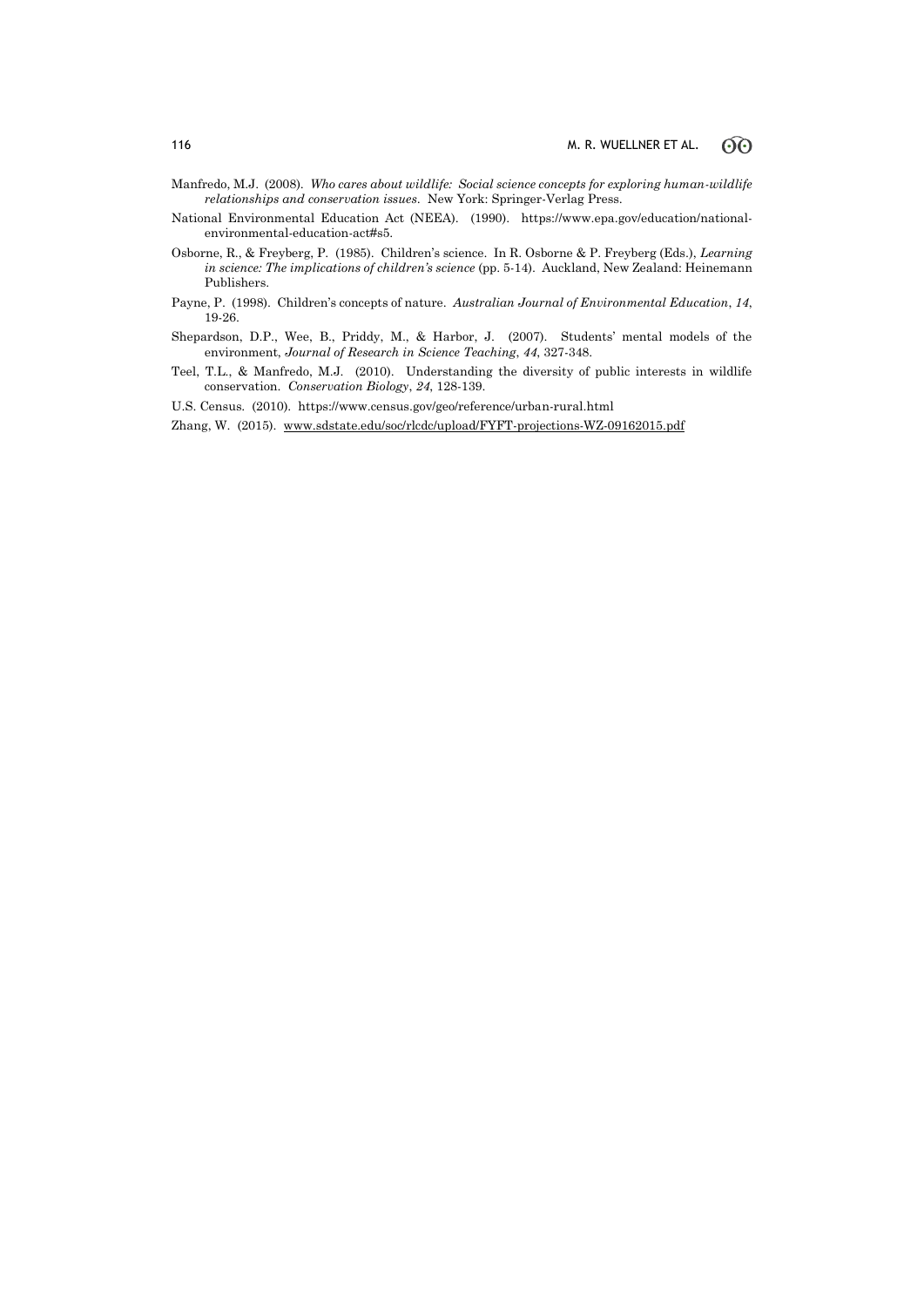Manfredo, M.J. (2008). *Who cares about wildlife: Social science concepts for exploring human-wildlife relationships and conservation issues*. New York: Springer-Verlag Press.

National Environmental Education Act (NEEA). (1990). https://www.epa.gov/education/national-environmental-education-act#s5.

Osborne, R., & Freyberg, P. (1985). Children's science. In R. Osborne & P. Freyberg (Eds.), *Learning in science: The implications of children's science* (pp. 5-14). Auckland, New Zealand: Heinemann Publishers.

Payne, P. (1998). Children's concepts of nature. *Australian Journal of Environmental Education*, *14*, 19-26.

Shepardson, D.P., Wee, B., Priddy, M., & Harbor, J. (2007). Students' mental models of the environment, *Journal of Research in Science Teaching*, *44*, 327-348.

Teel, T.L., & Manfredo, M.J. (2010). Understanding the diversity of public interests in wildlife conservation. *Conservation Biology*, *24*, 128-139.

U.S. Census. (2010). https://www.census.gov/geo/reference/urban-rural.html

Zhang, W. (2015). www.sdstate.edu/soc/rlcdc/upload/FYFT-projections-WZ-09162015.pdf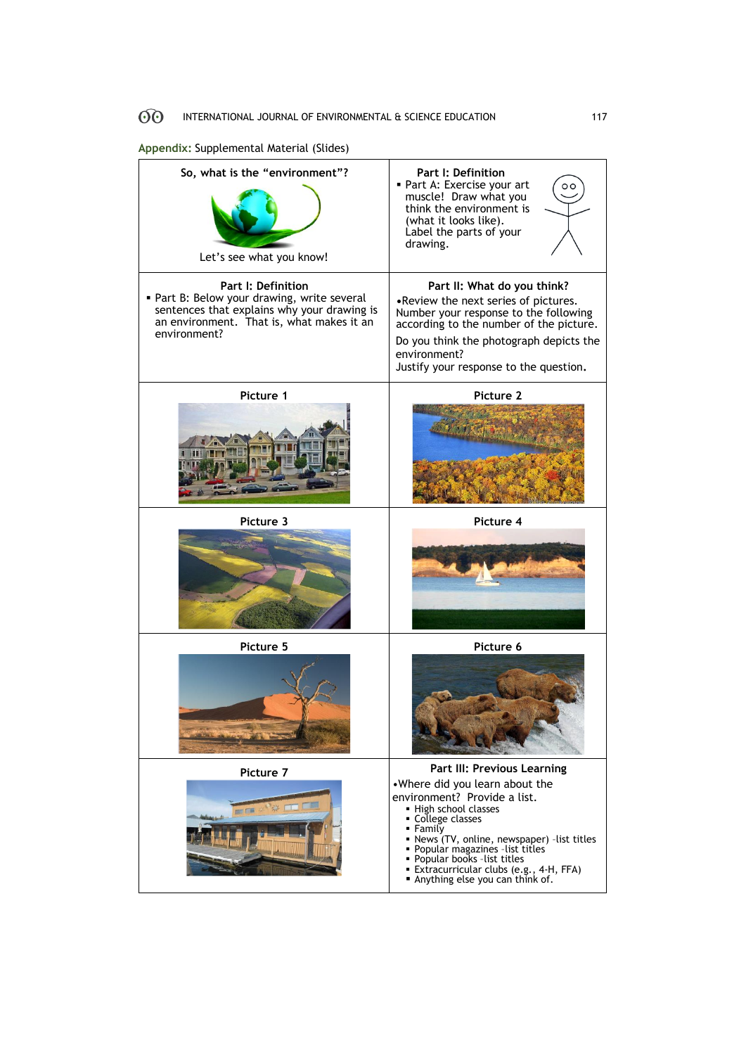**Appendix:** Supplemental Material (Slides)

| | |
|---|---|
| **So, what is the "environment"?**<br><br>Let's see what you know! | **Part I: Definition**<br>▪ Part A: Exercise your art muscle! Draw what you think the environment is (what it looks like). Label the parts of your drawing. |
| **Part I: Definition**<br>▪ Part B: Below your drawing, write several sentences that explains why your drawing is an environment. That is, what makes it an environment? | **Part II: What do you think?**<br>•Review the next series of pictures. Number your response to the following according to the number of the picture.<br>Do you think the photograph depicts the environment?<br>Justify your response to the question. |
| **Picture 1** | **Picture 2** |
| **Picture 3** | **Picture 4** |
| **Picture 5** | **Picture 6** |
| **Picture 7** | **Part III: Previous Learning**<br>•Where did you learn about the environment? Provide a list.<br>▪ High school classes<br>▪ College classes<br>▪ Family<br>▪ News (TV, online, newspaper) –list titles<br>▪ Popular magazines –list titles<br>▪ Popular books –list titles<br>▪ Extracurricular clubs (e.g., 4-H, FFA)<br>▪ Anything else you can think of. |